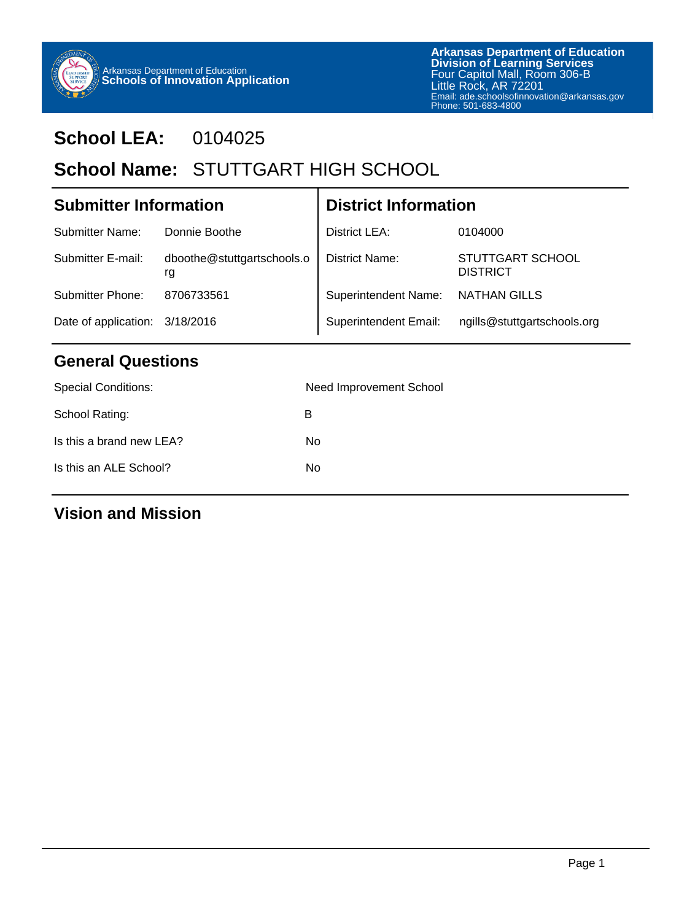Arkansas Department of Education
**Schools of Innovation Application**

**Arkansas Department of Education**
**Division of Learning Services**
Four Capitol Mall, Room 306-B
Little Rock, AR 72201
Email: ade.schoolsofinnovation@arkansas.gov
Phone: 501-683-4800

# School LEA: 0104025

# School Name: STUTTGART HIGH SCHOOL

## Submitter Information

| | |
|---|---|
| Submitter Name: | Donnie Boothe |
| Submitter E-mail: | dboothe@stuttgartschools.org |
| Submitter Phone: | 8706733561 |
| Date of application: | 3/18/2016 |

## District Information

| | |
|---|---|
| District LEA: | 0104000 |
| District Name: | STUTTGART SCHOOL DISTRICT |
| Superintendent Name: | NATHAN GILLS |
| Superintendent Email: | ngills@stuttgartschools.org |

## General Questions

| | |
|---|---|
| Special Conditions: | Need Improvement School |
| School Rating: | B |
| Is this a brand new LEA? | No |
| Is this an ALE School? | No |

## Vision and Mission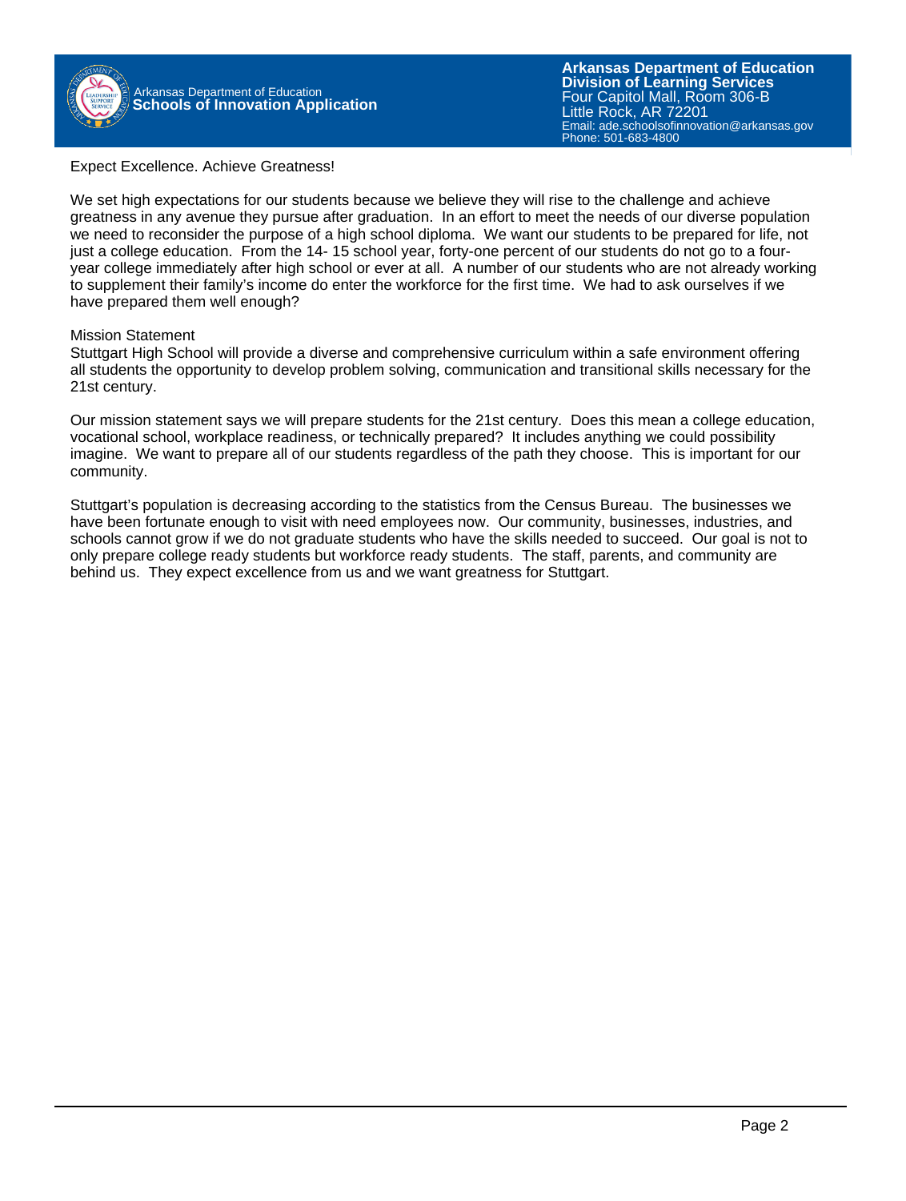Expect Excellence. Achieve Greatness!

We set high expectations for our students because we believe they will rise to the challenge and achieve greatness in any avenue they pursue after graduation. In an effort to meet the needs of our diverse population we need to reconsider the purpose of a high school diploma. We want our students to be prepared for life, not just a college education. From the 14- 15 school year, forty-one percent of our students do not go to a four-year college immediately after high school or ever at all. A number of our students who are not already working to supplement their family's income do enter the workforce for the first time. We had to ask ourselves if we have prepared them well enough?

Mission Statement
Stuttgart High School will provide a diverse and comprehensive curriculum within a safe environment offering all students the opportunity to develop problem solving, communication and transitional skills necessary for the 21st century.

Our mission statement says we will prepare students for the 21st century. Does this mean a college education, vocational school, workplace readiness, or technically prepared? It includes anything we could possibility imagine. We want to prepare all of our students regardless of the path they choose. This is important for our community.

Stuttgart's population is decreasing according to the statistics from the Census Bureau. The businesses we have been fortunate enough to visit with need employees now. Our community, businesses, industries, and schools cannot grow if we do not graduate students who have the skills needed to succeed. Our goal is not to only prepare college ready students but workforce ready students. The staff, parents, and community are behind us. They expect excellence from us and we want greatness for Stuttgart.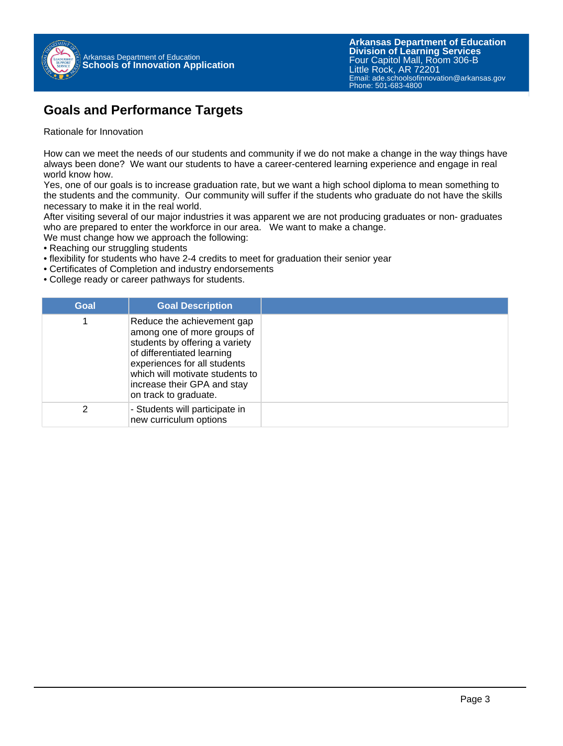## Goals and Performance Targets

Rationale for Innovation

How can we meet the needs of our students and community if we do not make a change in the way things have always been done? We want our students to have a career-centered learning experience and engage in real world know how.
Yes, one of our goals is to increase graduation rate, but we want a high school diploma to mean something to the students and the community. Our community will suffer if the students who graduate do not have the skills necessary to make it in the real world.
After visiting several of our major industries it was apparent we are not producing graduates or non- graduates who are prepared to enter the workforce in our area. We want to make a change.
We must change how we approach the following:
• Reaching our struggling students
• flexibility for students who have 2-4 credits to meet for graduation their senior year
• Certificates of Completion and industry endorsements
• College ready or career pathways for students.

| Goal | Goal Description | |
|---|---|---|
| 1 | Reduce the achievement gap among one of more groups of students by offering a variety of differentiated learning experiences for all students which will motivate students to increase their GPA and stay on track to graduate. | |
| 2 | - Students will participate in new curriculum options | |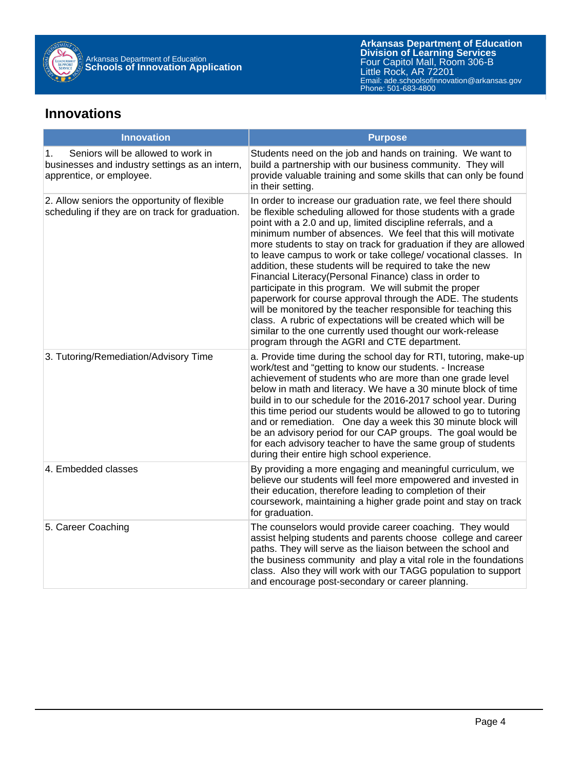## Innovations

| Innovation | Purpose |
| --- | --- |
| 1. Seniors will be allowed to work in businesses and industry settings as an intern, apprentice, or employee. | Students need on the job and hands on training. We want to build a partnership with our business community. They will provide valuable training and some skills that can only be found in their setting. |
| 2. Allow seniors the opportunity of flexible scheduling if they are on track for graduation. | In order to increase our graduation rate, we feel there should be flexible scheduling allowed for those students with a grade point with a 2.0 and up, limited discipline referrals, and a minimum number of absences. We feel that this will motivate more students to stay on track for graduation if they are allowed to leave campus to work or take college/ vocational classes. In addition, these students will be required to take the new Financial Literacy(Personal Finance) class in order to participate in this program. We will submit the proper paperwork for course approval through the ADE. The students will be monitored by the teacher responsible for teaching this class. A rubric of expectations will be created which will be similar to the one currently used thought our work-release program through the AGRI and CTE department. |
| 3. Tutoring/Remediation/Advisory Time | a. Provide time during the school day for RTI, tutoring, make-up work/test and "getting to know our students. - Increase achievement of students who are more than one grade level below in math and literacy. We have a 30 minute block of time build in to our schedule for the 2016-2017 school year. During this time period our students would be allowed to go to tutoring and or remediation. One day a week this 30 minute block will be an advisory period for our CAP groups. The goal would be for each advisory teacher to have the same group of students during their entire high school experience. |
| 4. Embedded classes | By providing a more engaging and meaningful curriculum, we believe our students will feel more empowered and invested in their education, therefore leading to completion of their coursework, maintaining a higher grade point and stay on track for graduation. |
| 5. Career Coaching | The counselors would provide career coaching. They would assist helping students and parents choose college and career paths. They will serve as the liaison between the school and the business community and play a vital role in the foundations class. Also they will work with our TAGG population to support and encourage post-secondary or career planning. |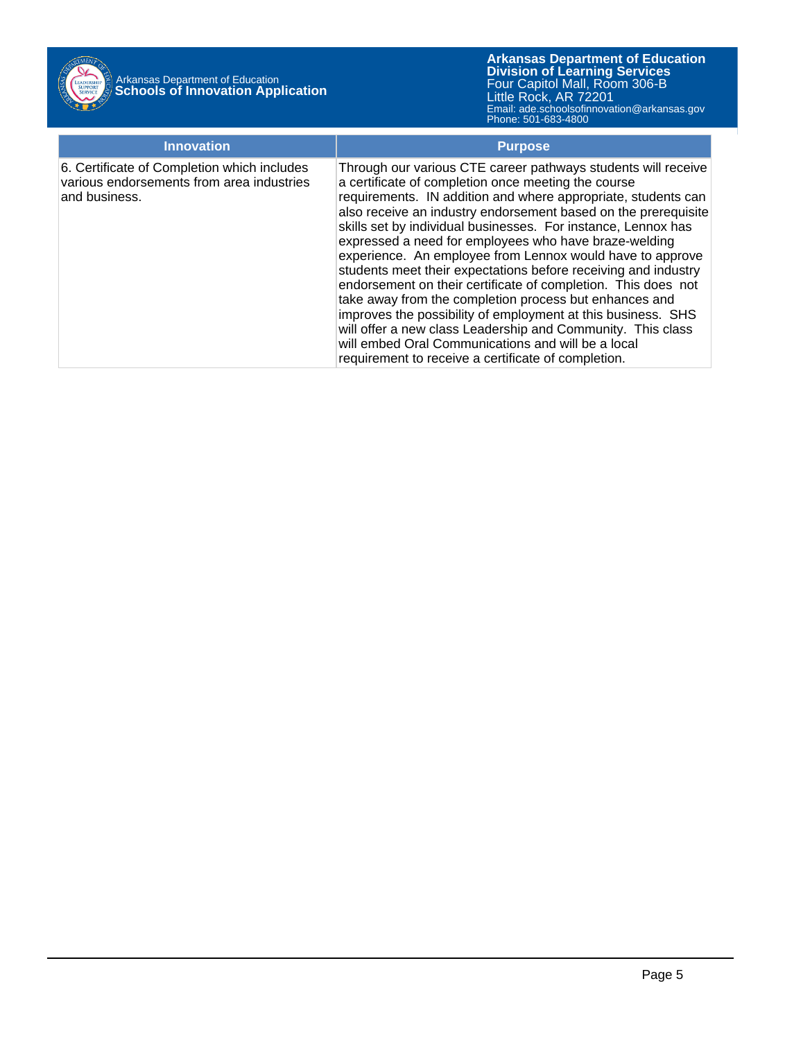| Innovation | Purpose |
|---|---|
| 6. Certificate of Completion which includes various endorsements from area industries and business. | Through our various CTE career pathways students will receive a certificate of completion once meeting the course requirements. IN addition and where appropriate, students can also receive an industry endorsement based on the prerequisite skills set by individual businesses. For instance, Lennox has expressed a need for employees who have braze-welding experience. An employee from Lennox would have to approve students meet their expectations before receiving and industry endorsement on their certificate of completion. This does not take away from the completion process but enhances and improves the possibility of employment at this business. SHS will offer a new class Leadership and Community. This class will embed Oral Communications and will be a local requirement to receive a certificate of completion. |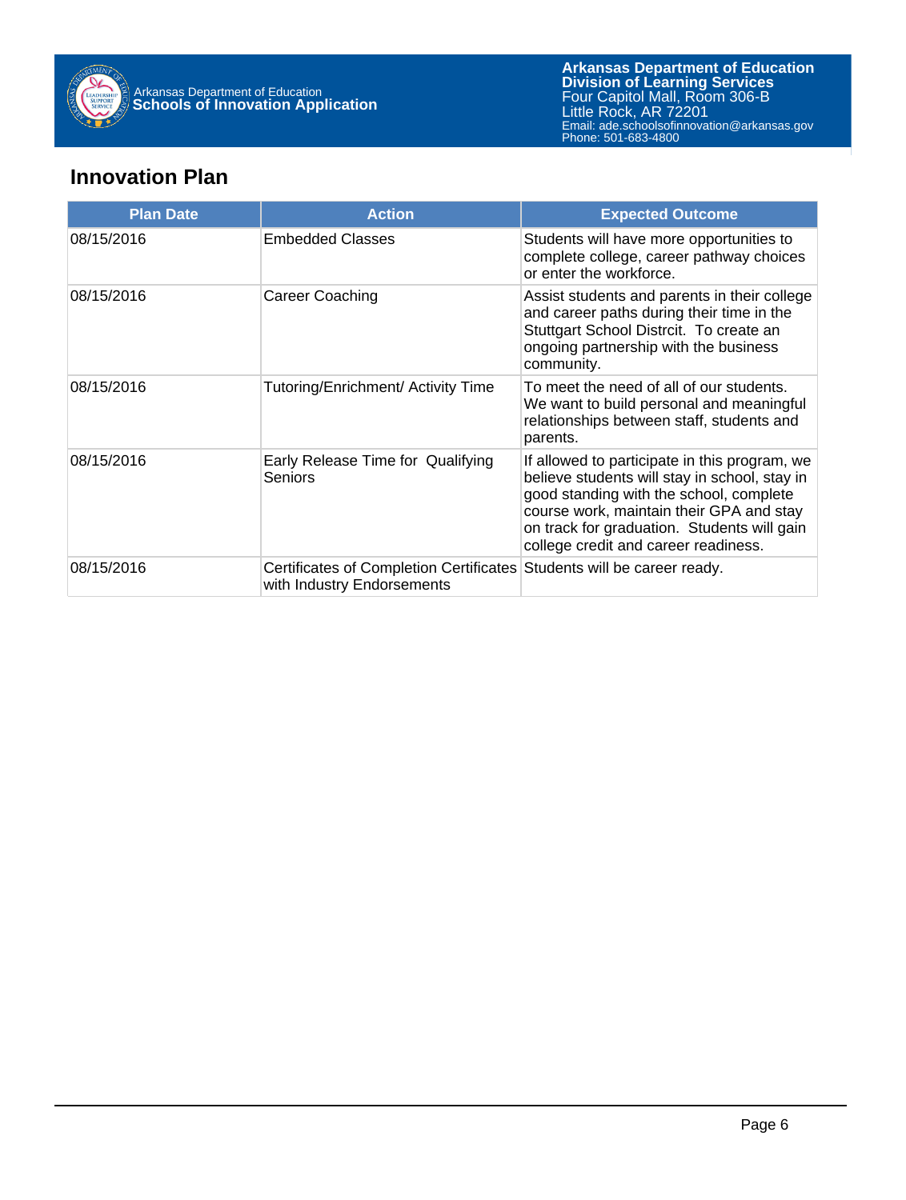## Innovation Plan

| Plan Date | Action | Expected Outcome |
|---|---|---|
| 08/15/2016 | Embedded Classes | Students will have more opportunities to complete college, career pathway choices or enter the workforce. |
| 08/15/2016 | Career Coaching | Assist students and parents in their college and career paths during their time in the Stuttgart School Distrcit. To create an ongoing partnership with the business community. |
| 08/15/2016 | Tutoring/Enrichment/ Activity Time | To meet the need of all of our students. We want to build personal and meaningful relationships between staff, students and parents. |
| 08/15/2016 | Early Release Time for Qualifying Seniors | If allowed to participate in this program, we believe students will stay in school, stay in good standing with the school, complete course work, maintain their GPA and stay on track for graduation. Students will gain college credit and career readiness. |
| 08/15/2016 | Certificates of Completion Certificates with Industry Endorsements | Students will be career ready. |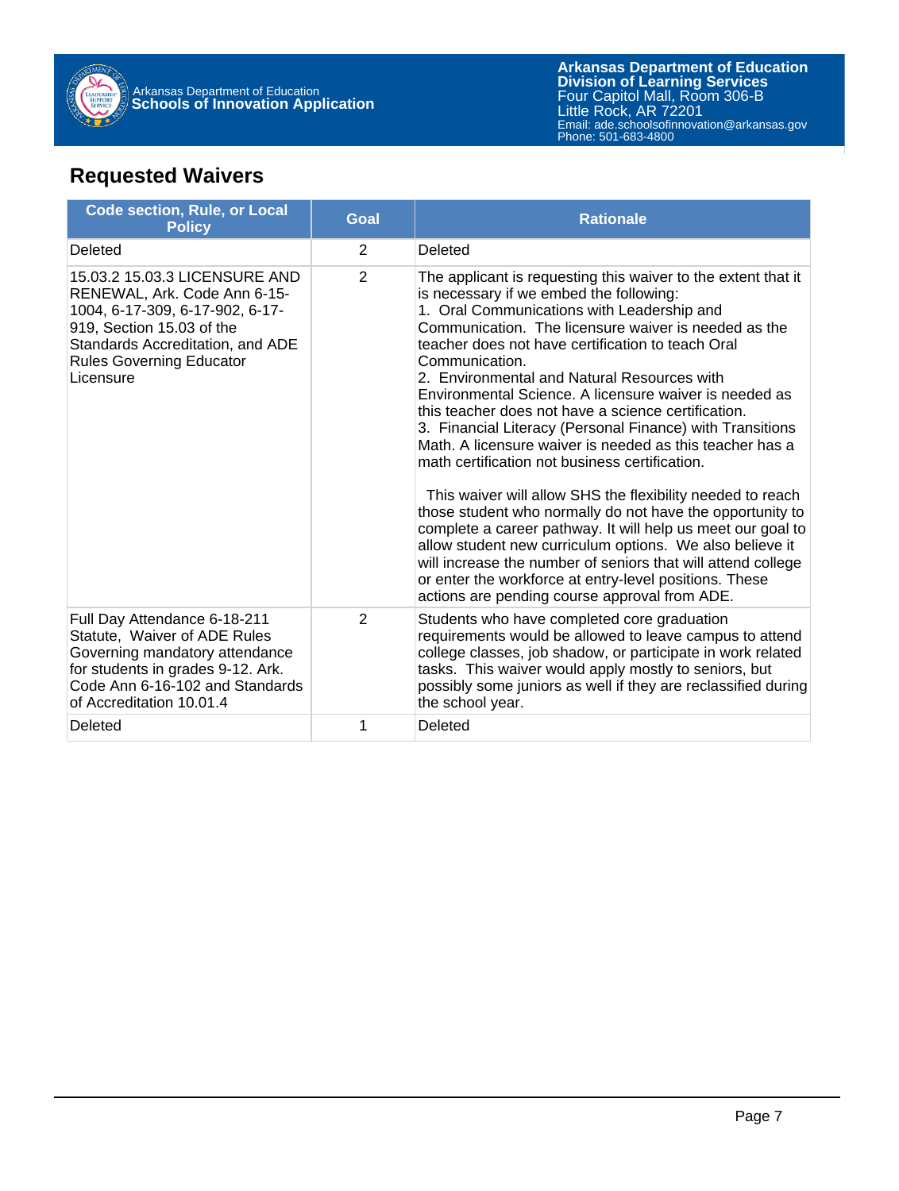## Requested Waivers

| Code section, Rule, or Local Policy | Goal | Rationale |
|---|---|---|
| Deleted | 2 | Deleted |
| 15.03.2 15.03.3 LICENSURE AND RENEWAL, Ark. Code Ann 6-15-1004, 6-17-309, 6-17-902, 6-17-919, Section 15.03 of the Standards Accreditation, and ADE Rules Governing Educator Licensure | 2 | The applicant is requesting this waiver to the extent that it is necessary if we embed the following:<br>1. Oral Communications with Leadership and Communication. The licensure waiver is needed as the teacher does not have certification to teach Oral Communication.<br>2. Environmental and Natural Resources with Environmental Science. A licensure waiver is needed as this teacher does not have a science certification.<br>3. Financial Literacy (Personal Finance) with Transitions Math. A licensure waiver is needed as this teacher has a math certification not business certification.<br><br>This waiver will allow SHS the flexibility needed to reach those student who normally do not have the opportunity to complete a career pathway. It will help us meet our goal to allow student new curriculum options. We also believe it will increase the number of seniors that will attend college or enter the workforce at entry-level positions. These actions are pending course approval from ADE. |
| Full Day Attendance 6-18-211 Statute, Waiver of ADE Rules Governing mandatory attendance for students in grades 9-12. Ark. Code Ann 6-16-102 and Standards of Accreditation 10.01.4 | 2 | Students who have completed core graduation requirements would be allowed to leave campus to attend college classes, job shadow, or participate in work related tasks. This waiver would apply mostly to seniors, but possibly some juniors as well if they are reclassified during the school year. |
| Deleted | 1 | Deleted |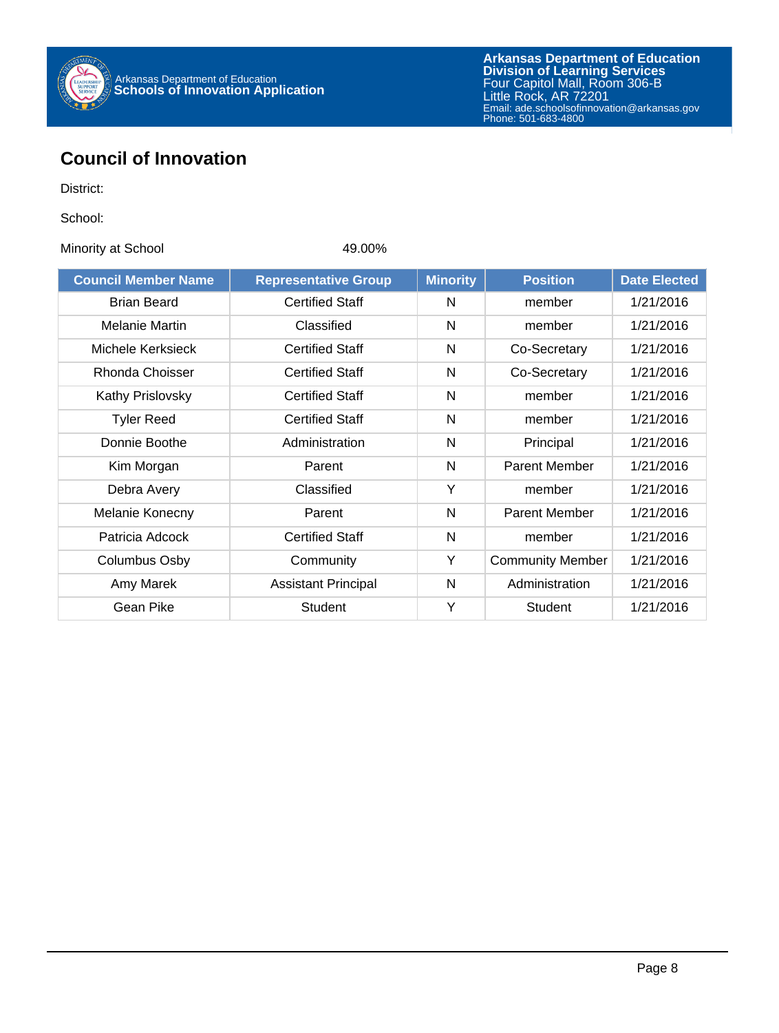## Council of Innovation

District:

School:

Minority at School 49.00%

| Council Member Name | Representative Group | Minority | Position | Date Elected |
|---|---|---|---|---|
| Brian Beard | Certified Staff | N | member | 1/21/2016 |
| Melanie Martin | Classified | N | member | 1/21/2016 |
| Michele Kerksieck | Certified Staff | N | Co-Secretary | 1/21/2016 |
| Rhonda Choisser | Certified Staff | N | Co-Secretary | 1/21/2016 |
| Kathy Prislovsky | Certified Staff | N | member | 1/21/2016 |
| Tyler Reed | Certified Staff | N | member | 1/21/2016 |
| Donnie Boothe | Administration | N | Principal | 1/21/2016 |
| Kim Morgan | Parent | N | Parent Member | 1/21/2016 |
| Debra Avery | Classified | Y | member | 1/21/2016 |
| Melanie Konecny | Parent | N | Parent Member | 1/21/2016 |
| Patricia Adcock | Certified Staff | N | member | 1/21/2016 |
| Columbus Osby | Community | Y | Community Member | 1/21/2016 |
| Amy Marek | Assistant Principal | N | Administration | 1/21/2016 |
| Gean Pike | Student | Y | Student | 1/21/2016 |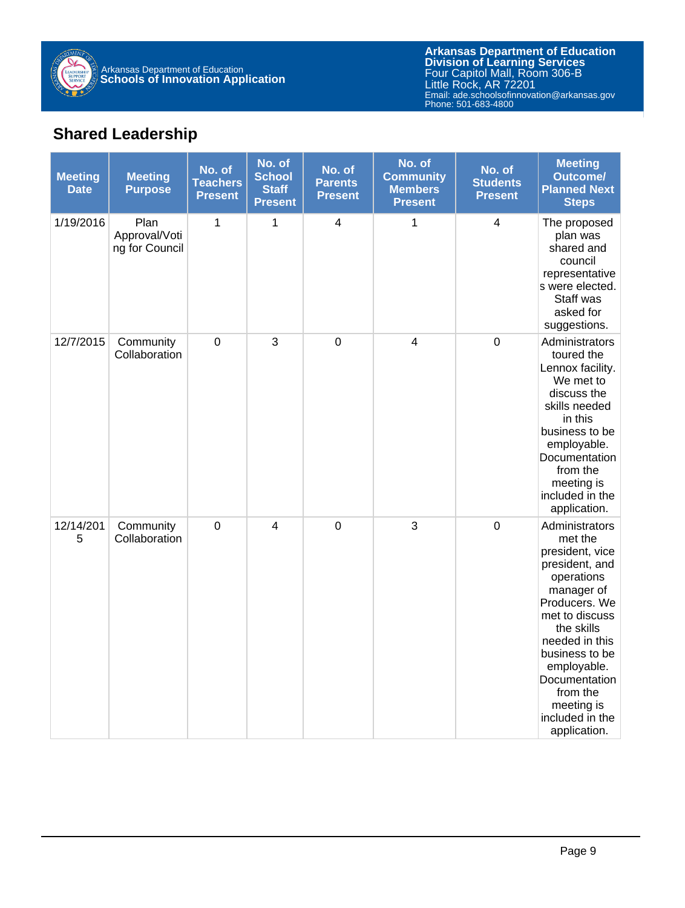## Shared Leadership

| Meeting Date | Meeting Purpose | No. of Teachers Present | No. of School Staff Present | No. of Parents Present | No. of Community Members Present | No. of Students Present | Meeting Outcome/ Planned Next Steps |
|---|---|---|---|---|---|---|---|
| 1/19/2016 | Plan Approval/Voting for Council | 1 | 1 | 4 | 1 | 4 | The proposed plan was shared and council representatives were elected. Staff was asked for suggestions. |
| 12/7/2015 | Community Collaboration | 0 | 3 | 0 | 4 | 0 | Administrators toured the Lennox facility. We met to discuss the skills needed in this business to be employable. Documentation from the meeting is included in the application. |
| 12/14/2015 | Community Collaboration | 0 | 4 | 0 | 3 | 0 | Administrators met the president, vice president, and operations manager of Producers. We met to discuss the skills needed in this business to be employable. Documentation from the meeting is included in the application. |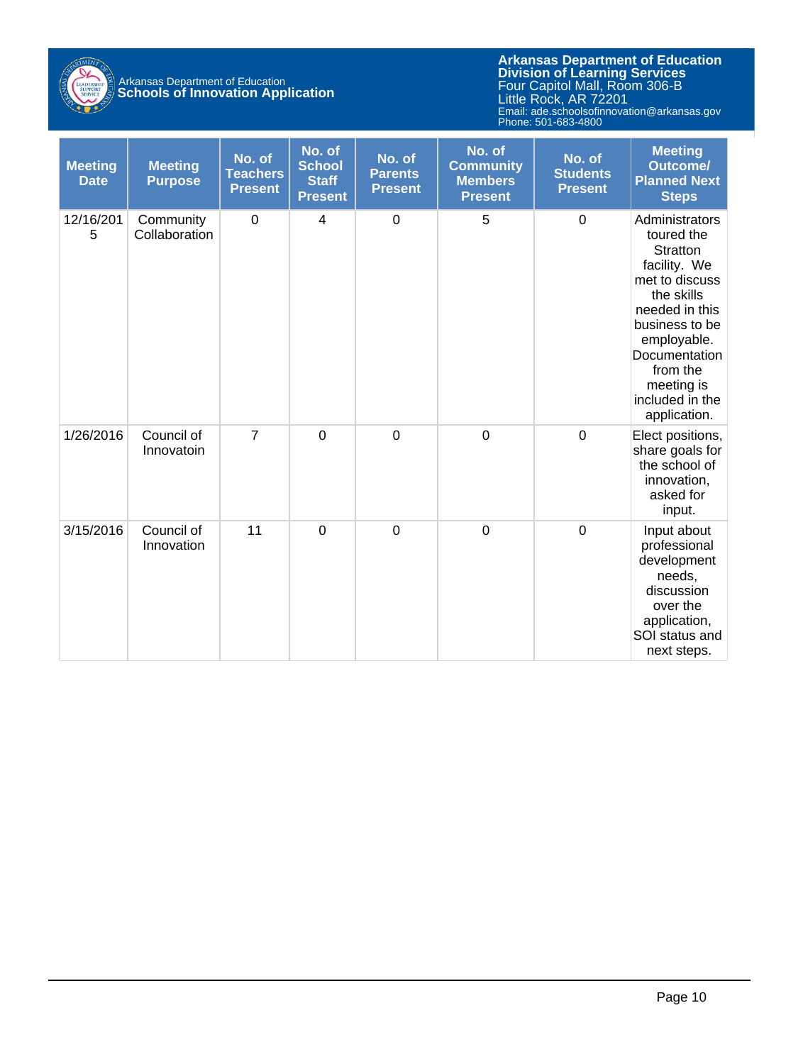| Meeting Date | Meeting Purpose | No. of Teachers Present | No. of School Staff Present | No. of Parents Present | No. of Community Members Present | No. of Students Present | Meeting Outcome/ Planned Next Steps |
|---|---|---|---|---|---|---|---|
| 12/16/2015 | Community Collaboration | 0 | 4 | 0 | 5 | 0 | Administrators toured the Stratton facility. We met to discuss the skills needed in this business to be employable. Documentation from the meeting is included in the application. |
| 1/26/2016 | Council of Innovatoin | 7 | 0 | 0 | 0 | 0 | Elect positions, share goals for the school of innovation, asked for input. |
| 3/15/2016 | Council of Innovation | 11 | 0 | 0 | 0 | 0 | Input about professional development needs, discussion over the application, SOI status and next steps. |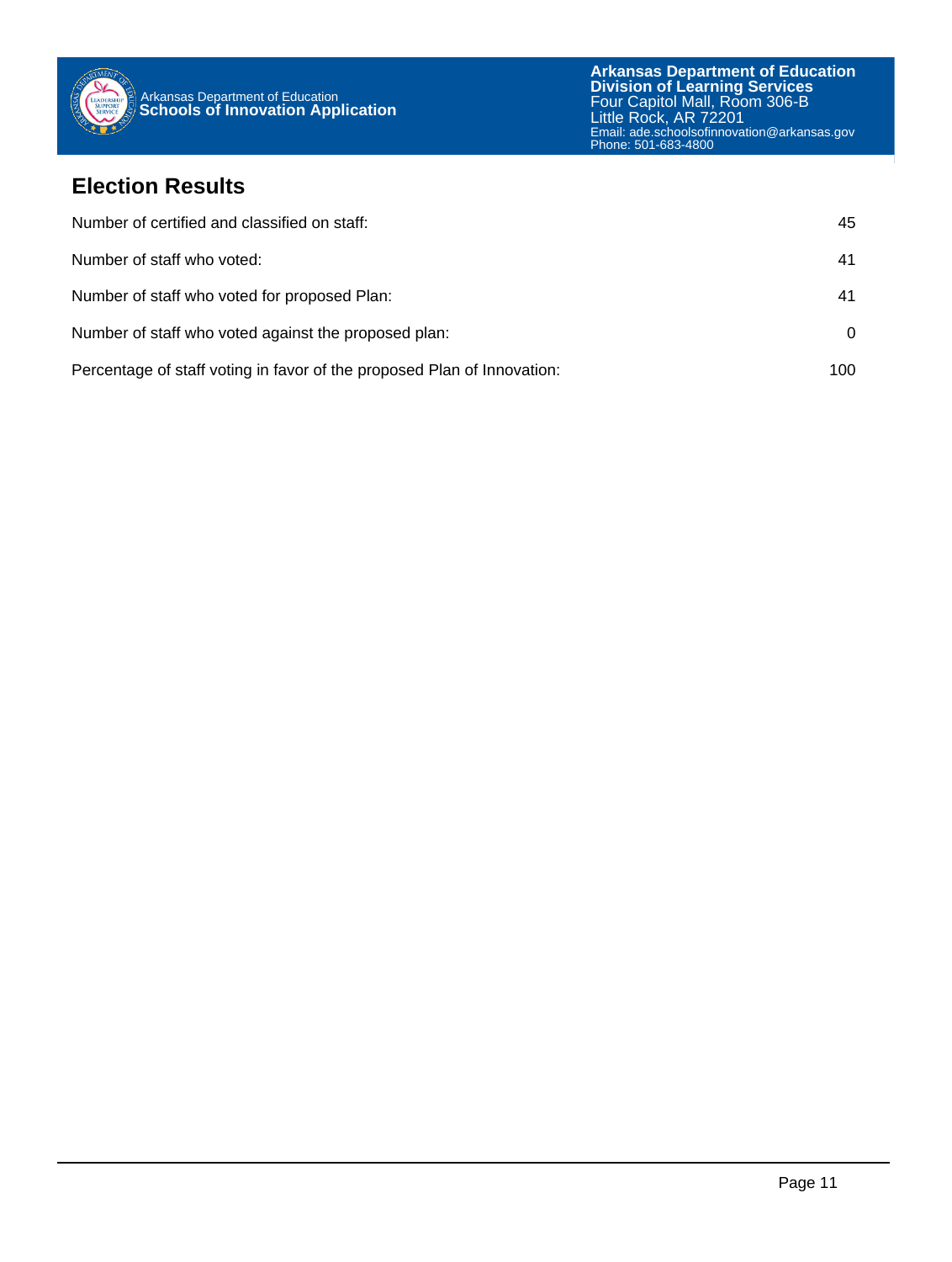## Election Results

| | |
|---|---|
| Number of certified and classified on staff: | 45 |
| Number of staff who voted: | 41 |
| Number of staff who voted for proposed Plan: | 41 |
| Number of staff who voted against the proposed plan: | 0 |
| Percentage of staff voting in favor of the proposed Plan of Innovation: | 100 |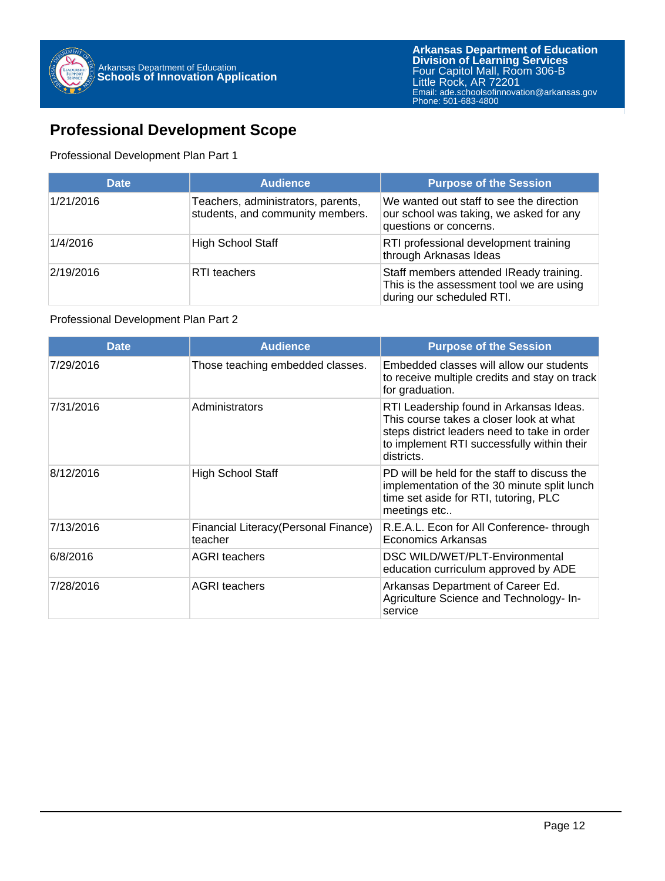## Professional Development Scope

Professional Development Plan Part 1

| Date | Audience | Purpose of the Session |
|---|---|---|
| 1/21/2016 | Teachers, administrators, parents, students, and community members. | We wanted out staff to see the direction our school was taking, we asked for any questions or concerns. |
| 1/4/2016 | High School Staff | RTI professional development training through Arknasas Ideas |
| 2/19/2016 | RTI teachers | Staff members attended IReady training. This is the assessment tool we are using during our scheduled RTI. |

Professional Development Plan Part 2

| Date | Audience | Purpose of the Session |
|---|---|---|
| 7/29/2016 | Those teaching embedded classes. | Embedded classes will allow our students to receive multiple credits and stay on track for graduation. |
| 7/31/2016 | Administrators | RTI Leadership found in Arkansas Ideas. This course takes a closer look at what steps district leaders need to take in order to implement RTI successfully within their districts. |
| 8/12/2016 | High School Staff | PD will be held for the staff to discuss the implementation of the 30 minute split lunch time set aside for RTI, tutoring, PLC meetings etc.. |
| 7/13/2016 | Financial Literacy(Personal Finance) teacher | R.E.A.L. Econ for All Conference- through Economics Arkansas |
| 6/8/2016 | AGRI teachers | DSC WILD/WET/PLT-Environmental education curriculum approved by ADE |
| 7/28/2016 | AGRI teachers | Arkansas Department of Career Ed. Agriculture Science and Technology- In-service |